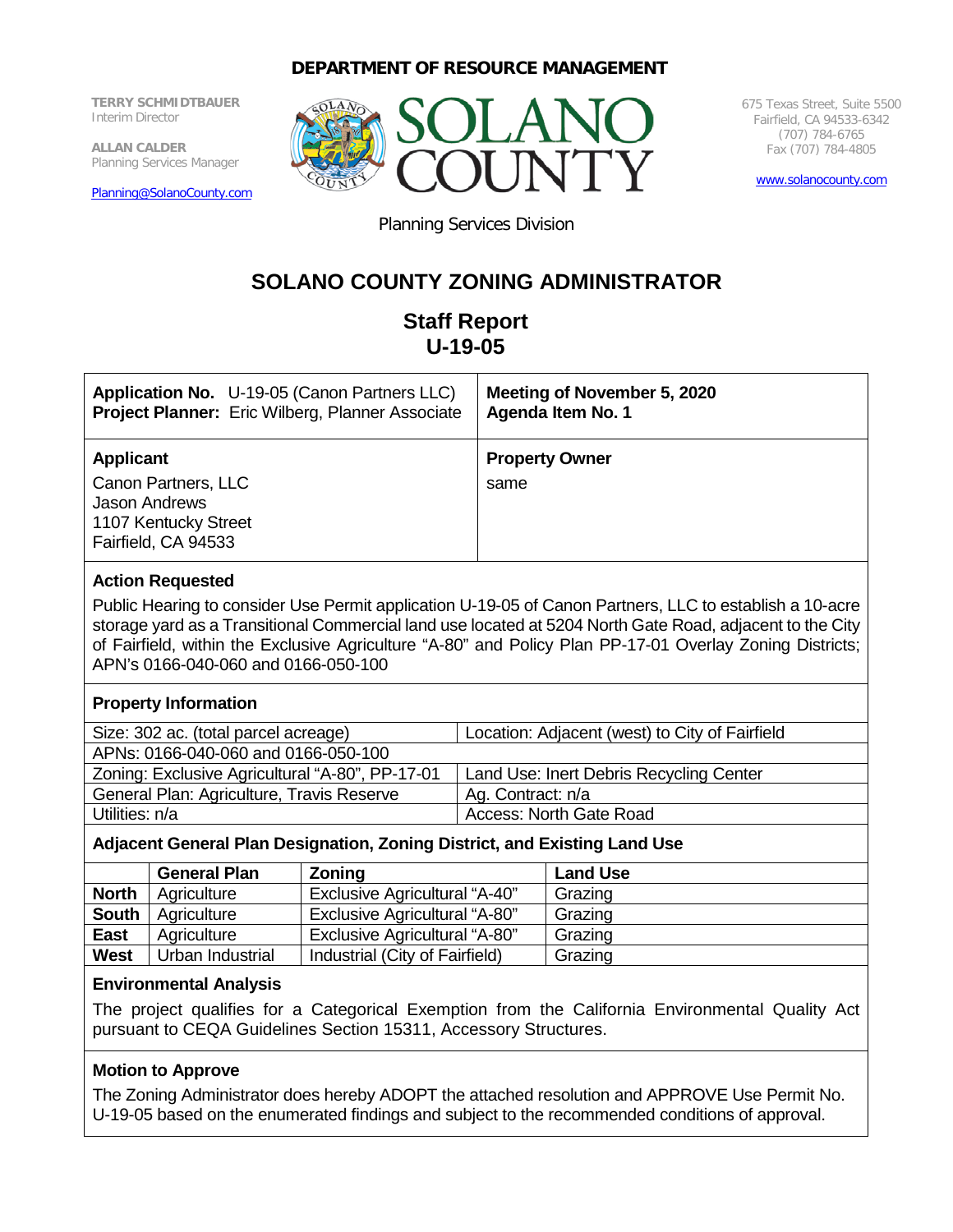**DEPARTMENT OF RESOURCE MANAGEMENT**

**TERRY SCHMIDTBAUER**
Interim Director

**ALLAN CALDER**
Planning Services Manager

Planning@SolanoCounty.com

SOLANO COUNTY

675 Texas Street, Suite 5500
Fairfield, CA 94533-6342
(707) 784-6765
Fax (707) 784-4805

www.solanocounty.com

Planning Services Division

# SOLANO COUNTY ZONING ADMINISTRATOR

## Staff Report
## U-19-05

| **Application No.** U-19-05 (Canon Partners LLC)<br>**Project Planner:** Eric Wilberg, Planner Associate | **Meeting of November 5, 2020**<br>**Agenda Item No. 1** |
|---|---|
| **Applicant**<br>Canon Partners, LLC<br>Jason Andrews<br>1107 Kentucky Street<br>Fairfield, CA 94533 | **Property Owner**<br>same |

### Action Requested

Public Hearing to consider Use Permit application U-19-05 of Canon Partners, LLC to establish a 10-acre storage yard as a Transitional Commercial land use located at 5204 North Gate Road, adjacent to the City of Fairfield, within the Exclusive Agriculture "A-80" and Policy Plan PP-17-01 Overlay Zoning Districts; APN's 0166-040-060 and 0166-050-100

### Property Information

| Size: 302 ac. (total parcel acreage) | Location: Adjacent (west) to City of Fairfield |
|---|---|
| APNs: 0166-040-060 and 0166-050-100 | |
| Zoning: Exclusive Agricultural "A-80", PP-17-01 | Land Use: Inert Debris Recycling Center |
| General Plan: Agriculture, Travis Reserve | Ag. Contract: n/a |
| Utilities: n/a | Access: North Gate Road |

### Adjacent General Plan Designation, Zoning District, and Existing Land Use

| | General Plan | Zoning | Land Use |
|---|---|---|---|
| **North** | Agriculture | Exclusive Agricultural "A-40" | Grazing |
| **South** | Agriculture | Exclusive Agricultural "A-80" | Grazing |
| **East** | Agriculture | Exclusive Agricultural "A-80" | Grazing |
| **West** | Urban Industrial | Industrial (City of Fairfield) | Grazing |

### Environmental Analysis

The project qualifies for a Categorical Exemption from the California Environmental Quality Act pursuant to CEQA Guidelines Section 15311, Accessory Structures.

### Motion to Approve

The Zoning Administrator does hereby ADOPT the attached resolution and APPROVE Use Permit No. U-19-05 based on the enumerated findings and subject to the recommended conditions of approval.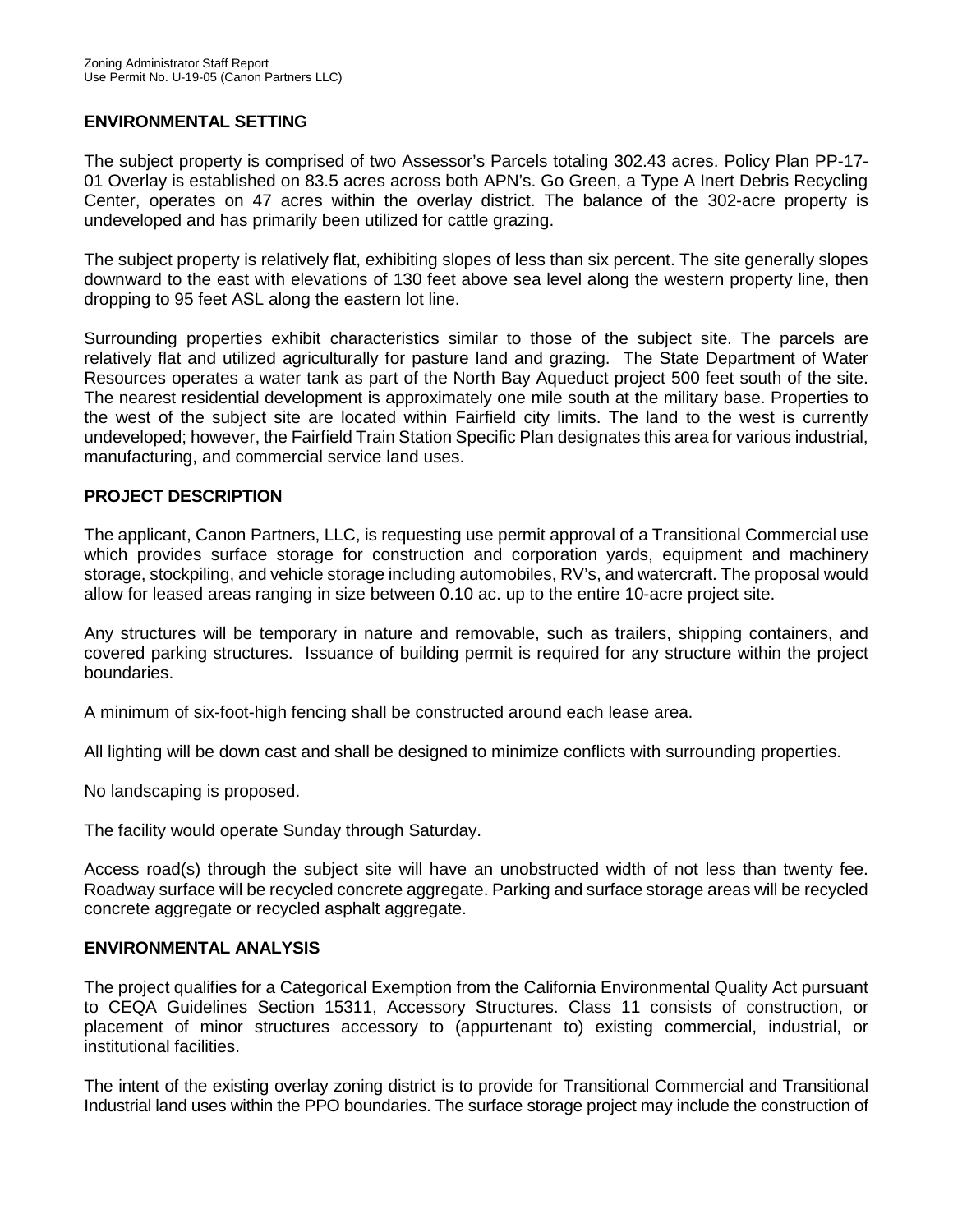## ENVIRONMENTAL SETTING

The subject property is comprised of two Assessor's Parcels totaling 302.43 acres. Policy Plan PP-17-01 Overlay is established on 83.5 acres across both APN's. Go Green, a Type A Inert Debris Recycling Center, operates on 47 acres within the overlay district. The balance of the 302-acre property is undeveloped and has primarily been utilized for cattle grazing.

The subject property is relatively flat, exhibiting slopes of less than six percent. The site generally slopes downward to the east with elevations of 130 feet above sea level along the western property line, then dropping to 95 feet ASL along the eastern lot line.

Surrounding properties exhibit characteristics similar to those of the subject site. The parcels are relatively flat and utilized agriculturally for pasture land and grazing. The State Department of Water Resources operates a water tank as part of the North Bay Aqueduct project 500 feet south of the site. The nearest residential development is approximately one mile south at the military base. Properties to the west of the subject site are located within Fairfield city limits. The land to the west is currently undeveloped; however, the Fairfield Train Station Specific Plan designates this area for various industrial, manufacturing, and commercial service land uses.

## PROJECT DESCRIPTION

The applicant, Canon Partners, LLC, is requesting use permit approval of a Transitional Commercial use which provides surface storage for construction and corporation yards, equipment and machinery storage, stockpiling, and vehicle storage including automobiles, RV's, and watercraft. The proposal would allow for leased areas ranging in size between 0.10 ac. up to the entire 10-acre project site.

Any structures will be temporary in nature and removable, such as trailers, shipping containers, and covered parking structures. Issuance of building permit is required for any structure within the project boundaries.

A minimum of six-foot-high fencing shall be constructed around each lease area.

All lighting will be down cast and shall be designed to minimize conflicts with surrounding properties.

No landscaping is proposed.

The facility would operate Sunday through Saturday.

Access road(s) through the subject site will have an unobstructed width of not less than twenty fee. Roadway surface will be recycled concrete aggregate. Parking and surface storage areas will be recycled concrete aggregate or recycled asphalt aggregate.

## ENVIRONMENTAL ANALYSIS

The project qualifies for a Categorical Exemption from the California Environmental Quality Act pursuant to CEQA Guidelines Section 15311, Accessory Structures. Class 11 consists of construction, or placement of minor structures accessory to (appurtenant to) existing commercial, industrial, or institutional facilities.

The intent of the existing overlay zoning district is to provide for Transitional Commercial and Transitional Industrial land uses within the PPO boundaries. The surface storage project may include the construction of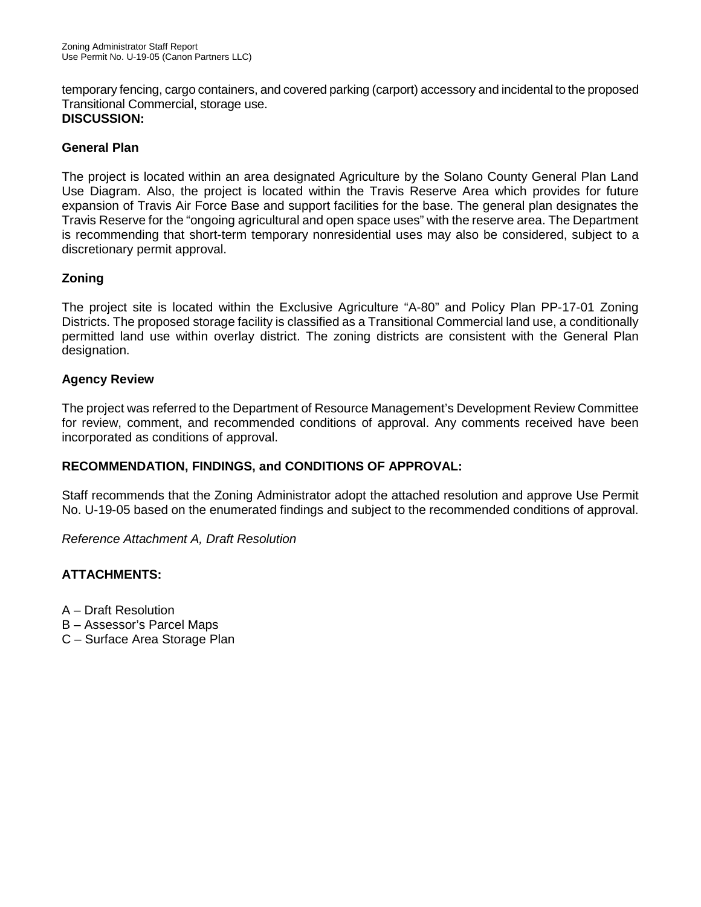temporary fencing, cargo containers, and covered parking (carport) accessory and incidental to the proposed Transitional Commercial, storage use.

**DISCUSSION:**

**General Plan**

The project is located within an area designated Agriculture by the Solano County General Plan Land Use Diagram. Also, the project is located within the Travis Reserve Area which provides for future expansion of Travis Air Force Base and support facilities for the base. The general plan designates the Travis Reserve for the "ongoing agricultural and open space uses" with the reserve area. The Department is recommending that short-term temporary nonresidential uses may also be considered, subject to a discretionary permit approval.

**Zoning**

The project site is located within the Exclusive Agriculture "A-80" and Policy Plan PP-17-01 Zoning Districts. The proposed storage facility is classified as a Transitional Commercial land use, a conditionally permitted land use within overlay district. The zoning districts are consistent with the General Plan designation.

**Agency Review**

The project was referred to the Department of Resource Management's Development Review Committee for review, comment, and recommended conditions of approval. Any comments received have been incorporated as conditions of approval.

**RECOMMENDATION, FINDINGS, and CONDITIONS OF APPROVAL:**

Staff recommends that the Zoning Administrator adopt the attached resolution and approve Use Permit No. U-19-05 based on the enumerated findings and subject to the recommended conditions of approval.

*Reference Attachment A, Draft Resolution*

**ATTACHMENTS:**

A – Draft Resolution
B – Assessor's Parcel Maps
C – Surface Area Storage Plan